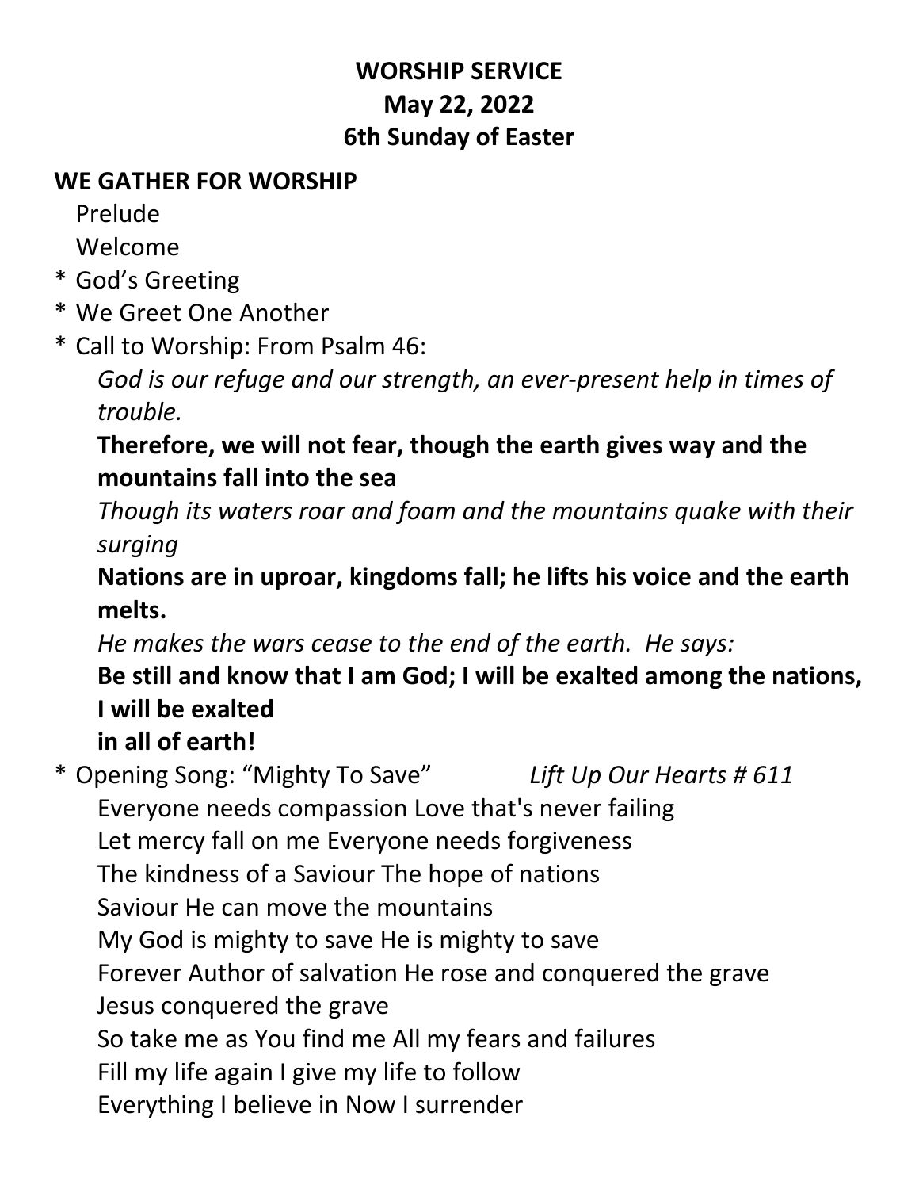**WORSHIP SERVICE**
**May 22, 2022**
**6th Sunday of Easter**

**WE GATHER FOR WORSHIP**

Prelude

Welcome

\* God's Greeting

\* We Greet One Another

\* Call to Worship: From Psalm 46:

*God is our refuge and our strength, an ever-present help in times of trouble.*

**Therefore, we will not fear, though the earth gives way and the mountains fall into the sea**

*Though its waters roar and foam and the mountains quake with their surging*

**Nations are in uproar, kingdoms fall; he lifts his voice and the earth melts.**

*He makes the wars cease to the end of the earth. He says:*

**Be still and know that I am God; I will be exalted among the nations, I will be exalted**
**in all of earth!**

\* Opening Song: "Mighty To Save" *Lift Up Our Hearts # 611*

Everyone needs compassion Love that's never failing
Let mercy fall on me Everyone needs forgiveness
The kindness of a Saviour The hope of nations
Saviour He can move the mountains
My God is mighty to save He is mighty to save
Forever Author of salvation He rose and conquered the grave
Jesus conquered the grave
So take me as You find me All my fears and failures
Fill my life again I give my life to follow
Everything I believe in Now I surrender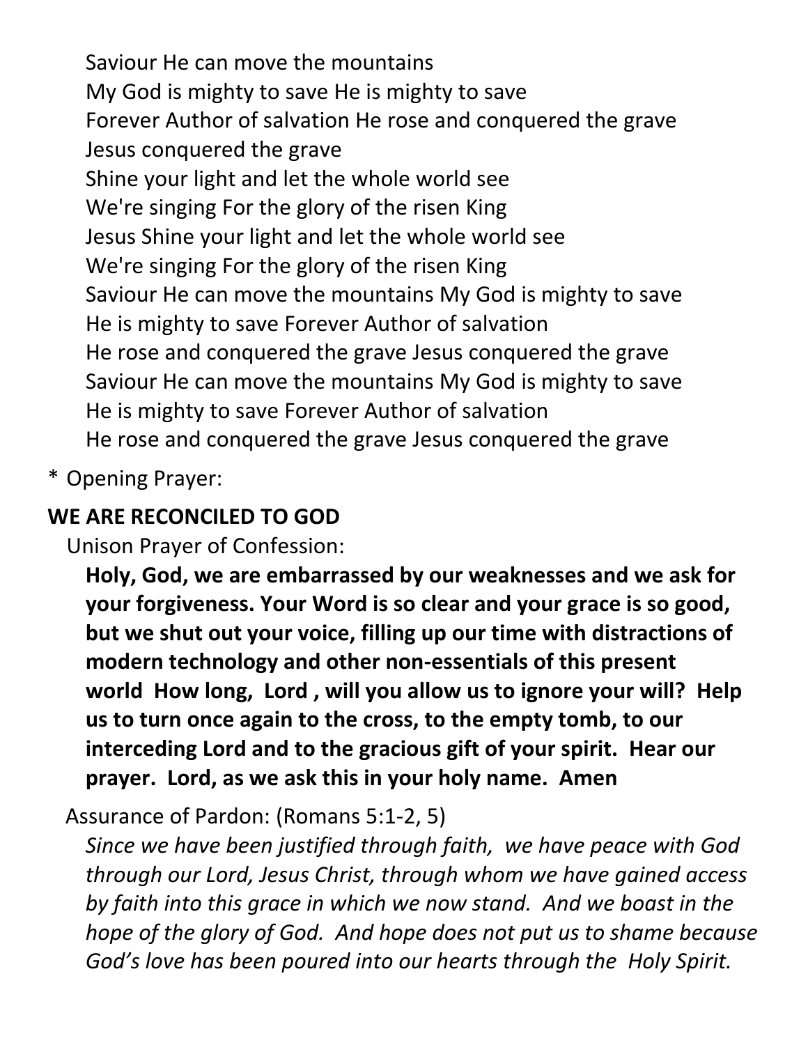Saviour He can move the mountains
My God is mighty to save He is mighty to save
Forever Author of salvation He rose and conquered the grave
Jesus conquered the grave
Shine your light and let the whole world see
We're singing For the glory of the risen King
Jesus Shine your light and let the whole world see
We're singing For the glory of the risen King
Saviour He can move the mountains My God is mighty to save
He is mighty to save Forever Author of salvation
He rose and conquered the grave Jesus conquered the grave
Saviour He can move the mountains My God is mighty to save
He is mighty to save Forever Author of salvation
He rose and conquered the grave Jesus conquered the grave

* Opening Prayer:

**WE ARE RECONCILED TO GOD**

Unison Prayer of Confession:

**Holy, God, we are embarrassed by our weaknesses and we ask for your forgiveness. Your Word is so clear and your grace is so good, but we shut out your voice, filling up our time with distractions of modern technology and other non-essentials of this present world How long, Lord , will you allow us to ignore your will? Help us to turn once again to the cross, to the empty tomb, to our interceding Lord and to the gracious gift of your spirit. Hear our prayer. Lord, as we ask this in your holy name. Amen**

Assurance of Pardon: (Romans 5:1-2, 5)

*Since we have been justified through faith, we have peace with God through our Lord, Jesus Christ, through whom we have gained access by faith into this grace in which we now stand. And we boast in the hope of the glory of God. And hope does not put us to shame because God's love has been poured into our hearts through the Holy Spirit.*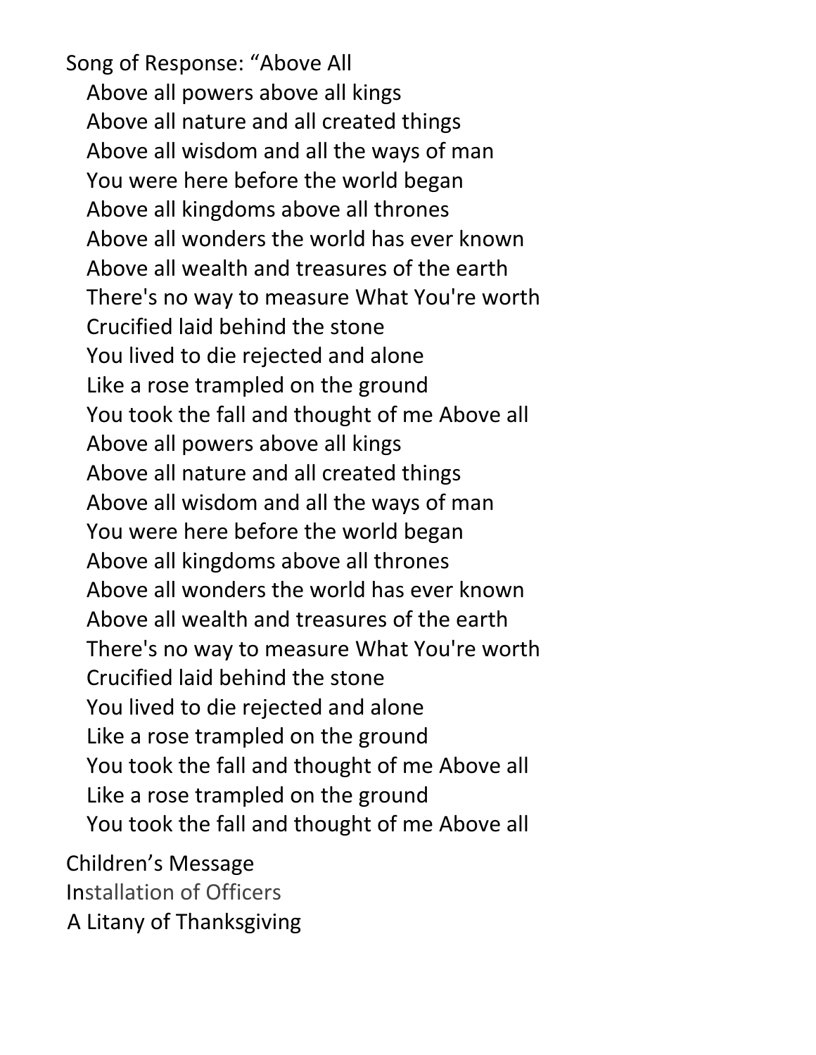Song of Response: “Above All

Above all powers above all kings  
Above all nature and all created things  
Above all wisdom and all the ways of man  
You were here before the world began  
Above all kingdoms above all thrones  
Above all wonders the world has ever known  
Above all wealth and treasures of the earth  
There's no way to measure What You're worth  
Crucified laid behind the stone  
You lived to die rejected and alone  
Like a rose trampled on the ground  
You took the fall and thought of me Above all  
Above all powers above all kings  
Above all nature and all created things  
Above all wisdom and all the ways of man  
You were here before the world began  
Above all kingdoms above all thrones  
Above all wonders the world has ever known  
Above all wealth and treasures of the earth  
There's no way to measure What You're worth  
Crucified laid behind the stone  
You lived to die rejected and alone  
Like a rose trampled on the ground  
You took the fall and thought of me Above all  
Like a rose trampled on the ground  
You took the fall and thought of me Above all

Children’s Message

Installation of Officers

A Litany of Thanksgiving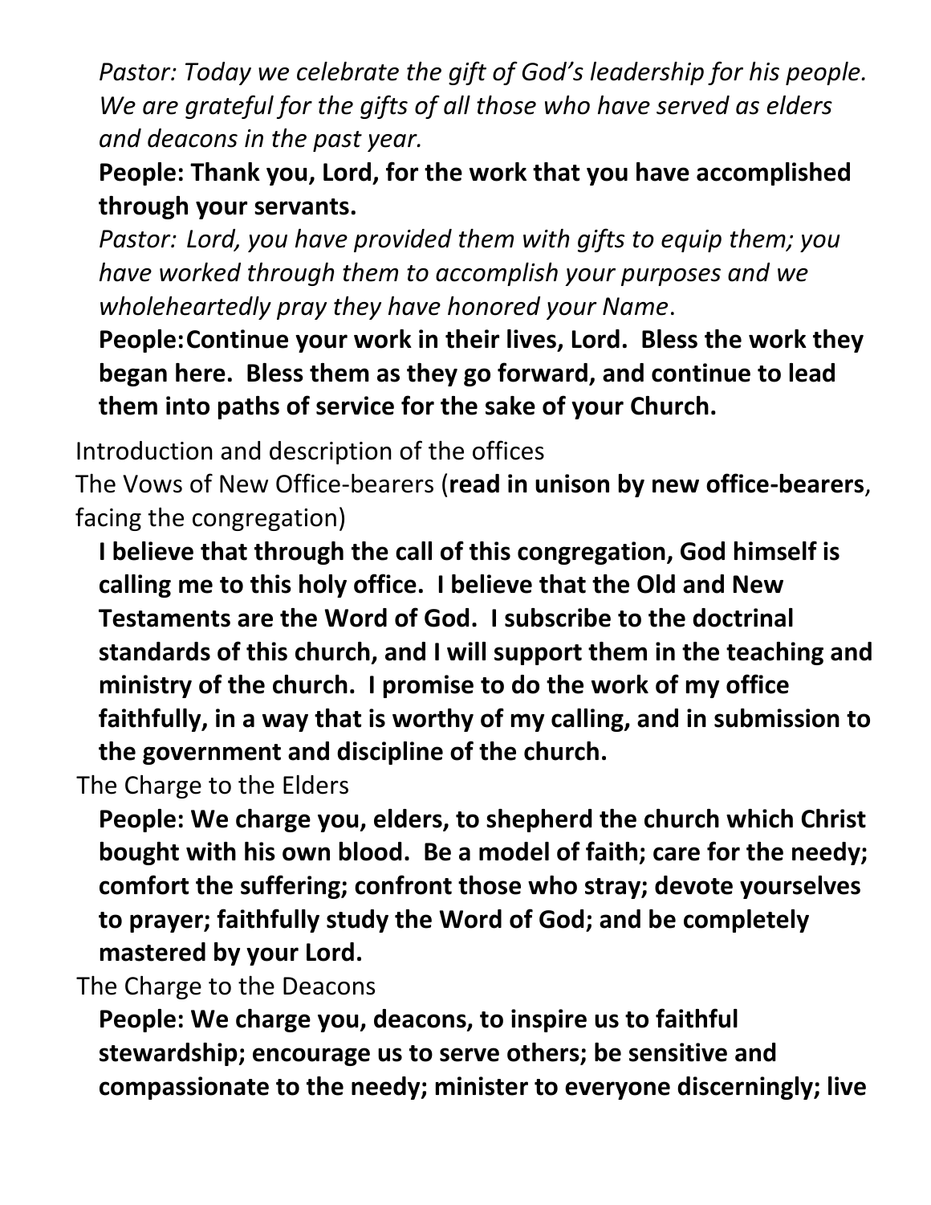*Pastor: Today we celebrate the gift of God's leadership for his people. We are grateful for the gifts of all those who have served as elders and deacons in the past year.*

**People: Thank you, Lord, for the work that you have accomplished through your servants.**

*Pastor: Lord, you have provided them with gifts to equip them; you have worked through them to accomplish your purposes and we wholeheartedly pray they have honored your Name*.

**People: Continue your work in their lives, Lord. Bless the work they began here. Bless them as they go forward, and continue to lead them into paths of service for the sake of your Church.**

Introduction and description of the offices

The Vows of New Office-bearers (**read in unison by new office-bearers**, facing the congregation)

**I believe that through the call of this congregation, God himself is calling me to this holy office. I believe that the Old and New Testaments are the Word of God. I subscribe to the doctrinal standards of this church, and I will support them in the teaching and ministry of the church. I promise to do the work of my office faithfully, in a way that is worthy of my calling, and in submission to the government and discipline of the church.**

The Charge to the Elders

**People: We charge you, elders, to shepherd the church which Christ bought with his own blood. Be a model of faith; care for the needy; comfort the suffering; confront those who stray; devote yourselves to prayer; faithfully study the Word of God; and be completely mastered by your Lord.**

The Charge to the Deacons

**People: We charge you, deacons, to inspire us to faithful stewardship; encourage us to serve others; be sensitive and compassionate to the needy; minister to everyone discerningly; live**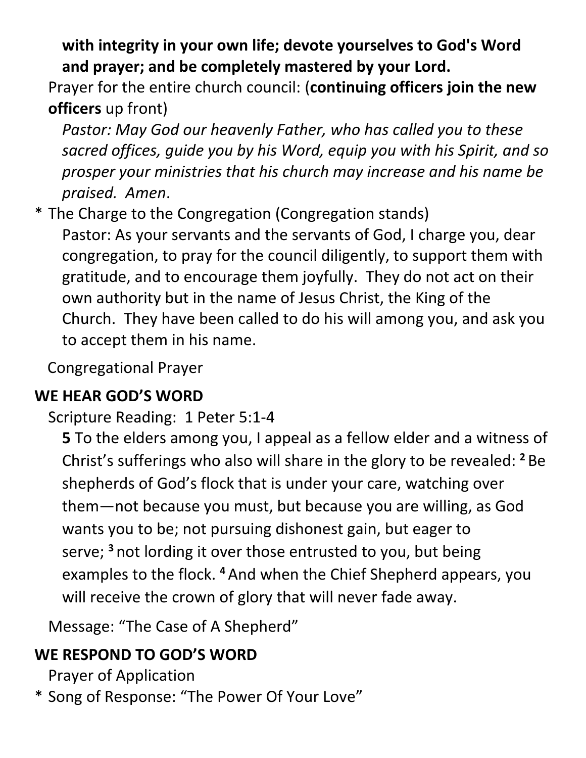**with integrity in your own life; devote yourselves to God's Word and prayer; and be completely mastered by your Lord.**

Prayer for the entire church council: (**continuing officers join the new officers** up front)

*Pastor: May God our heavenly Father, who has called you to these sacred offices, guide you by his Word, equip you with his Spirit, and so prosper your ministries that his church may increase and his name be praised. Amen*.

\* The Charge to the Congregation (Congregation stands)

Pastor: As your servants and the servants of God, I charge you, dear congregation, to pray for the council diligently, to support them with gratitude, and to encourage them joyfully. They do not act on their own authority but in the name of Jesus Christ, the King of the Church. They have been called to do his will among you, and ask you to accept them in his name.

Congregational Prayer

## WE HEAR GOD'S WORD

Scripture Reading: 1 Peter 5:1-4

**5** To the elders among you, I appeal as a fellow elder and a witness of Christ's sufferings who also will share in the glory to be revealed: **2** Be shepherds of God's flock that is under your care, watching over them—not because you must, but because you are willing, as God wants you to be; not pursuing dishonest gain, but eager to serve; **3** not lording it over those entrusted to you, but being examples to the flock. **4** And when the Chief Shepherd appears, you will receive the crown of glory that will never fade away.

Message: "The Case of A Shepherd"

## WE RESPOND TO GOD'S WORD

Prayer of Application

\* Song of Response: "The Power Of Your Love"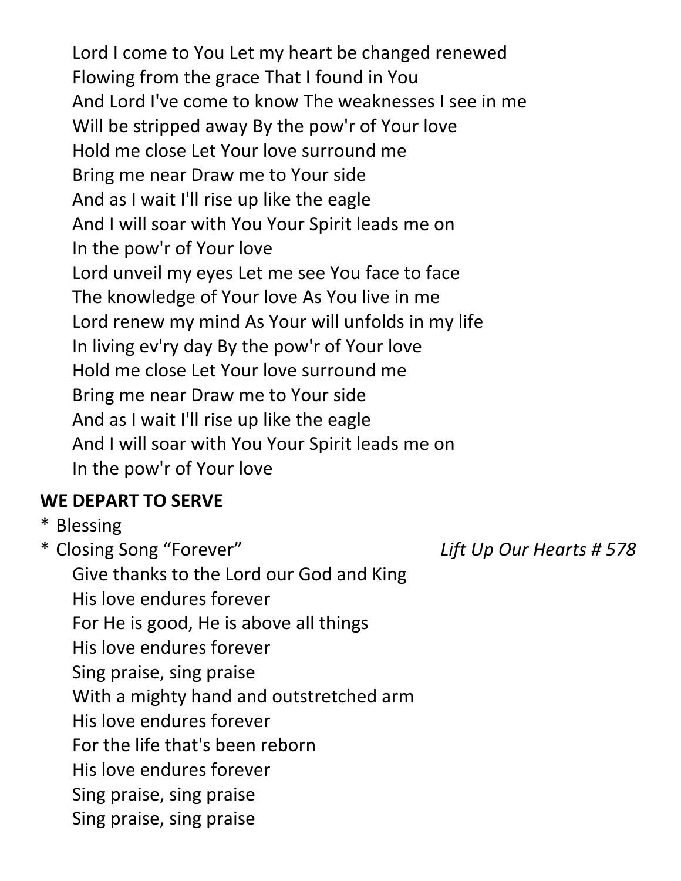Lord I come to You Let my heart be changed renewed  
Flowing from the grace That I found in You  
And Lord I've come to know The weaknesses I see in me  
Will be stripped away By the pow'r of Your love  
Hold me close Let Your love surround me  
Bring me near Draw me to Your side  
And as I wait I'll rise up like the eagle  
And I will soar with You Your Spirit leads me on  
In the pow'r of Your love  
Lord unveil my eyes Let me see You face to face  
The knowledge of Your love As You live in me  
Lord renew my mind As Your will unfolds in my life  
In living ev'ry day By the pow'r of Your love  
Hold me close Let Your love surround me  
Bring me near Draw me to Your side  
And as I wait I'll rise up like the eagle  
And I will soar with You Your Spirit leads me on  
In the pow'r of Your love

**WE DEPART TO SERVE**

\* Blessing

\* Closing Song "Forever" *Lift Up Our Hearts # 578*

Give thanks to the Lord our God and King  
His love endures forever  
For He is good, He is above all things  
His love endures forever  
Sing praise, sing praise  
With a mighty hand and outstretched arm  
His love endures forever  
For the life that's been reborn  
His love endures forever  
Sing praise, sing praise  
Sing praise, sing praise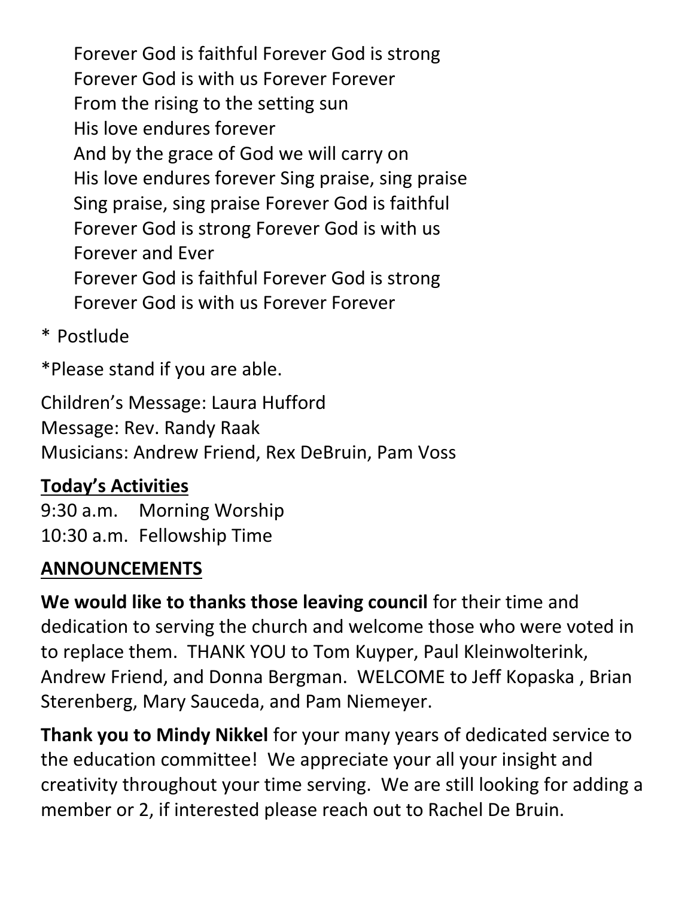Forever God is faithful Forever God is strong
Forever God is with us Forever Forever
From the rising to the setting sun
His love endures forever
And by the grace of God we will carry on
His love endures forever Sing praise, sing praise
Sing praise, sing praise Forever God is faithful
Forever God is strong Forever God is with us
Forever and Ever
Forever God is faithful Forever God is strong
Forever God is with us Forever Forever

\* Postlude

*Please stand if you are able.

Children's Message: Laura Hufford
Message: Rev. Randy Raak
Musicians: Andrew Friend, Rex DeBruin, Pam Voss

## Today's Activities

9:30 a.m. Morning Worship
10:30 a.m. Fellowship Time

## ANNOUNCEMENTS

**We would like to thanks those leaving council** for their time and dedication to serving the church and welcome those who were voted in to replace them. THANK YOU to Tom Kuyper, Paul Kleinwolterink, Andrew Friend, and Donna Bergman. WELCOME to Jeff Kopaska , Brian Sterenberg, Mary Sauceda, and Pam Niemeyer.

**Thank you to Mindy Nikkel** for your many years of dedicated service to the education committee! We appreciate your all your insight and creativity throughout your time serving. We are still looking for adding a member or 2, if interested please reach out to Rachel De Bruin.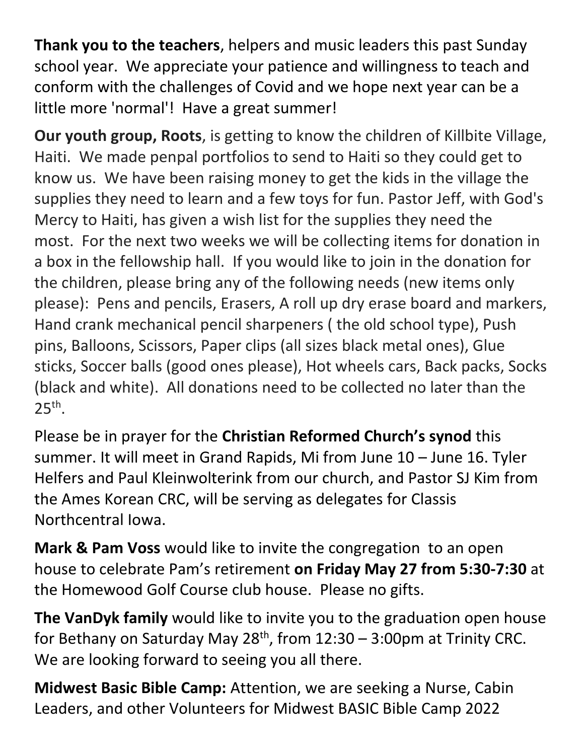**Thank you to the teachers**, helpers and music leaders this past Sunday school year. We appreciate your patience and willingness to teach and conform with the challenges of Covid and we hope next year can be a little more 'normal'! Have a great summer!

**Our youth group, Roots**, is getting to know the children of Killbite Village, Haiti. We made penpal portfolios to send to Haiti so they could get to know us. We have been raising money to get the kids in the village the supplies they need to learn and a few toys for fun. Pastor Jeff, with God's Mercy to Haiti, has given a wish list for the supplies they need the most. For the next two weeks we will be collecting items for donation in a box in the fellowship hall. If you would like to join in the donation for the children, please bring any of the following needs (new items only please): Pens and pencils, Erasers, A roll up dry erase board and markers, Hand crank mechanical pencil sharpeners ( the old school type), Push pins, Balloons, Scissors, Paper clips (all sizes black metal ones), Glue sticks, Soccer balls (good ones please), Hot wheels cars, Back packs, Socks (black and white). All donations need to be collected no later than the 25th.

Please be in prayer for the **Christian Reformed Church's synod** this summer. It will meet in Grand Rapids, Mi from June 10 – June 16. Tyler Helfers and Paul Kleinwolterink from our church, and Pastor SJ Kim from the Ames Korean CRC, will be serving as delegates for Classis Northcentral Iowa.

**Mark & Pam Voss** would like to invite the congregation to an open house to celebrate Pam's retirement **on Friday May 27 from 5:30-7:30** at the Homewood Golf Course club house. Please no gifts.

**The VanDyk family** would like to invite you to the graduation open house for Bethany on Saturday May 28th, from 12:30 – 3:00pm at Trinity CRC. We are looking forward to seeing you all there.

**Midwest Basic Bible Camp:** Attention, we are seeking a Nurse, Cabin Leaders, and other Volunteers for Midwest BASIC Bible Camp 2022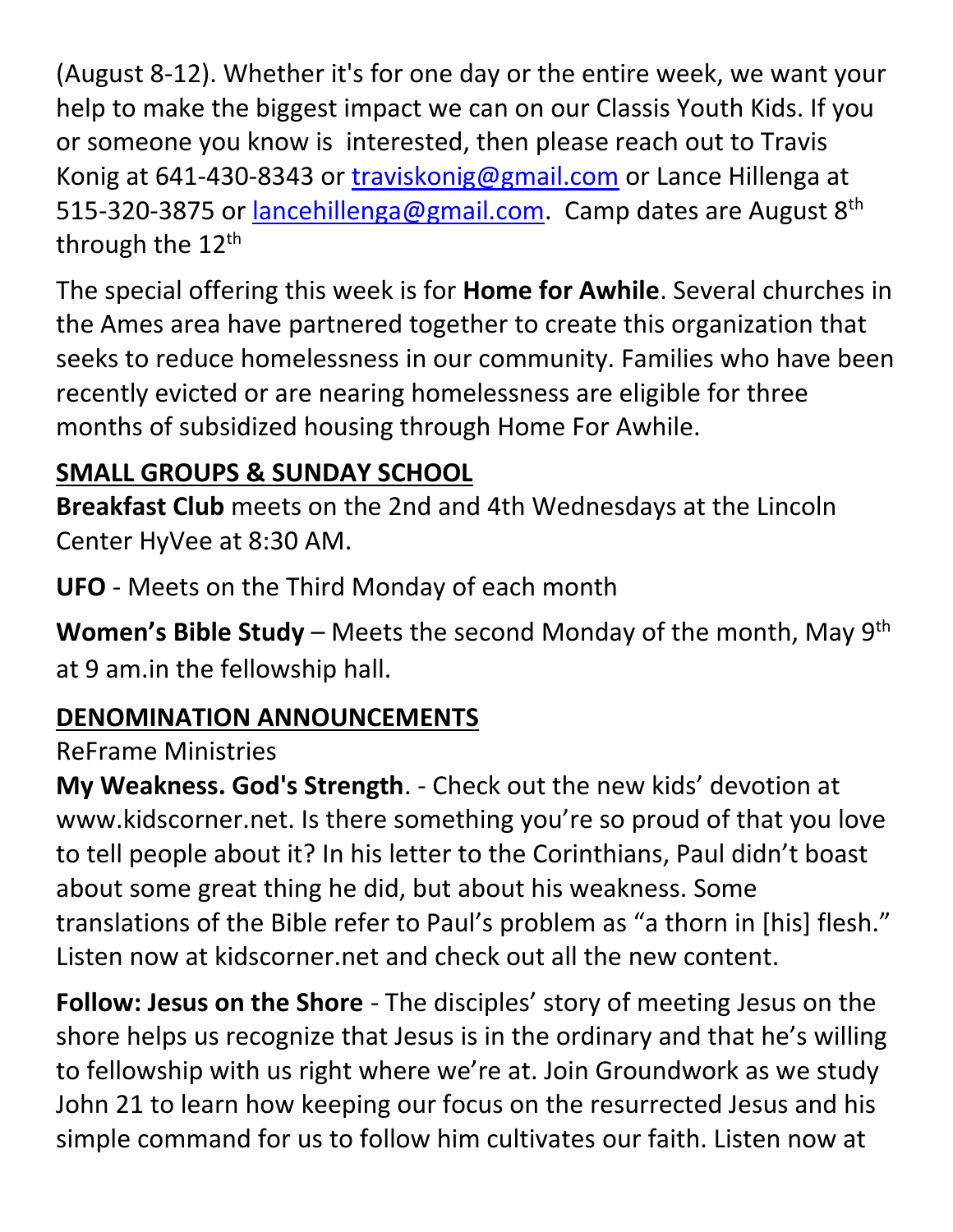(August 8-12). Whether it's for one day or the entire week, we want your help to make the biggest impact we can on our Classis Youth Kids. If you or someone you know is interested, then please reach out to Travis Konig at 641-430-8343 or [traviskonig@gmail.com](mailto:traviskonig@gmail.com) or Lance Hillenga at 515-320-3875 or [lancehillenga@gmail.com](mailto:lancehillenga@gmail.com). Camp dates are August 8th through the 12th

The special offering this week is for **Home for Awhile**. Several churches in the Ames area have partnered together to create this organization that seeks to reduce homelessness in our community. Families who have been recently evicted or are nearing homelessness are eligible for three months of subsidized housing through Home For Awhile.

## SMALL GROUPS & SUNDAY SCHOOL

**Breakfast Club** meets on the 2nd and 4th Wednesdays at the Lincoln Center HyVee at 8:30 AM.

**UFO** - Meets on the Third Monday of each month

**Women's Bible Study** – Meets the second Monday of the month, May 9th at 9 am.in the fellowship hall.

## DENOMINATION ANNOUNCEMENTS

ReFrame Ministries

**My Weakness. God's Strength**. - Check out the new kids' devotion at www.kidscorner.net. Is there something you're so proud of that you love to tell people about it? In his letter to the Corinthians, Paul didn't boast about some great thing he did, but about his weakness. Some translations of the Bible refer to Paul's problem as "a thorn in [his] flesh." Listen now at kidscorner.net and check out all the new content.

**Follow: Jesus on the Shore** - The disciples' story of meeting Jesus on the shore helps us recognize that Jesus is in the ordinary and that he's willing to fellowship with us right where we're at. Join Groundwork as we study John 21 to learn how keeping our focus on the resurrected Jesus and his simple command for us to follow him cultivates our faith. Listen now at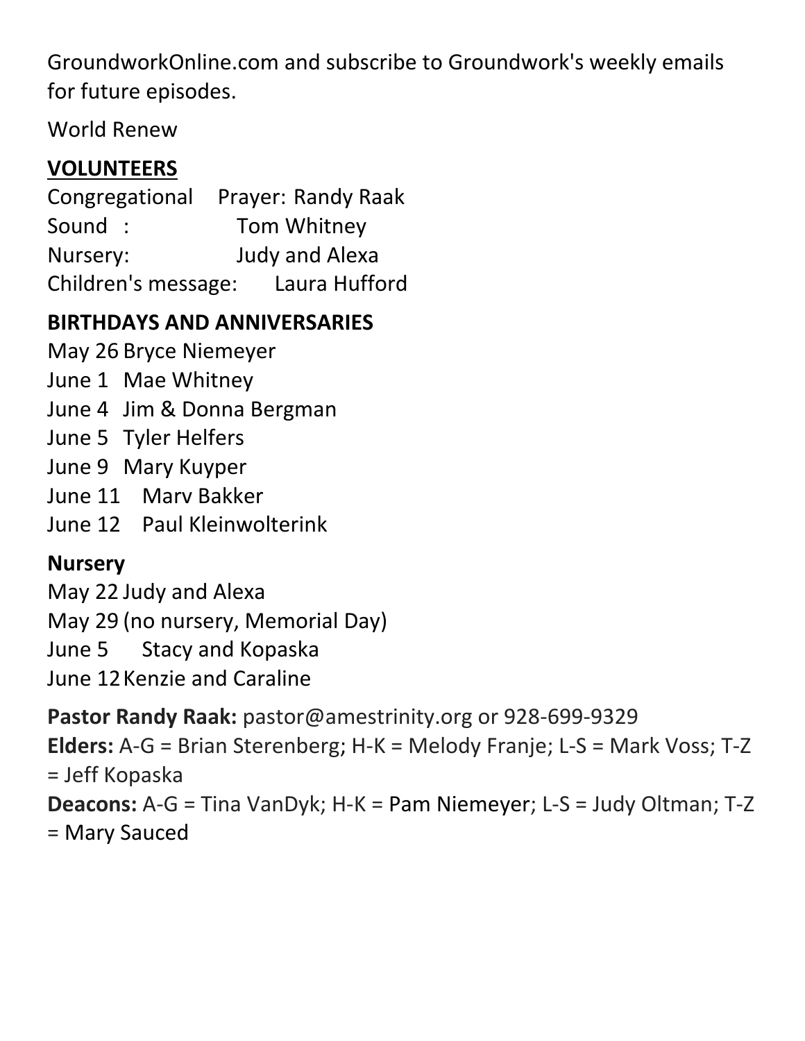GroundworkOnline.com and subscribe to Groundwork's weekly emails for future episodes.

World Renew

## VOLUNTEERS

Congregational Prayer: Randy Raak
Sound : Tom Whitney
Nursery: Judy and Alexa
Children's message: Laura Hufford

## BIRTHDAYS AND ANNIVERSARIES

May 26 Bryce Niemeyer
June 1 Mae Whitney
June 4 Jim & Donna Bergman
June 5 Tyler Helfers
June 9 Mary Kuyper
June 11 Marv Bakker
June 12 Paul Kleinwolterink

## Nursery

May 22 Judy and Alexa
May 29 (no nursery, Memorial Day)
June 5 Stacy and Kopaska
June 12 Kenzie and Caraline

**Pastor Randy Raak:** pastor@amestrinity.org or 928-699-9329
**Elders:** A-G = Brian Sterenberg; H-K = Melody Franje; L-S = Mark Voss; T-Z = Jeff Kopaska
**Deacons:** A-G = Tina VanDyk; H-K = Pam Niemeyer; L-S = Judy Oltman; T-Z = Mary Sauced